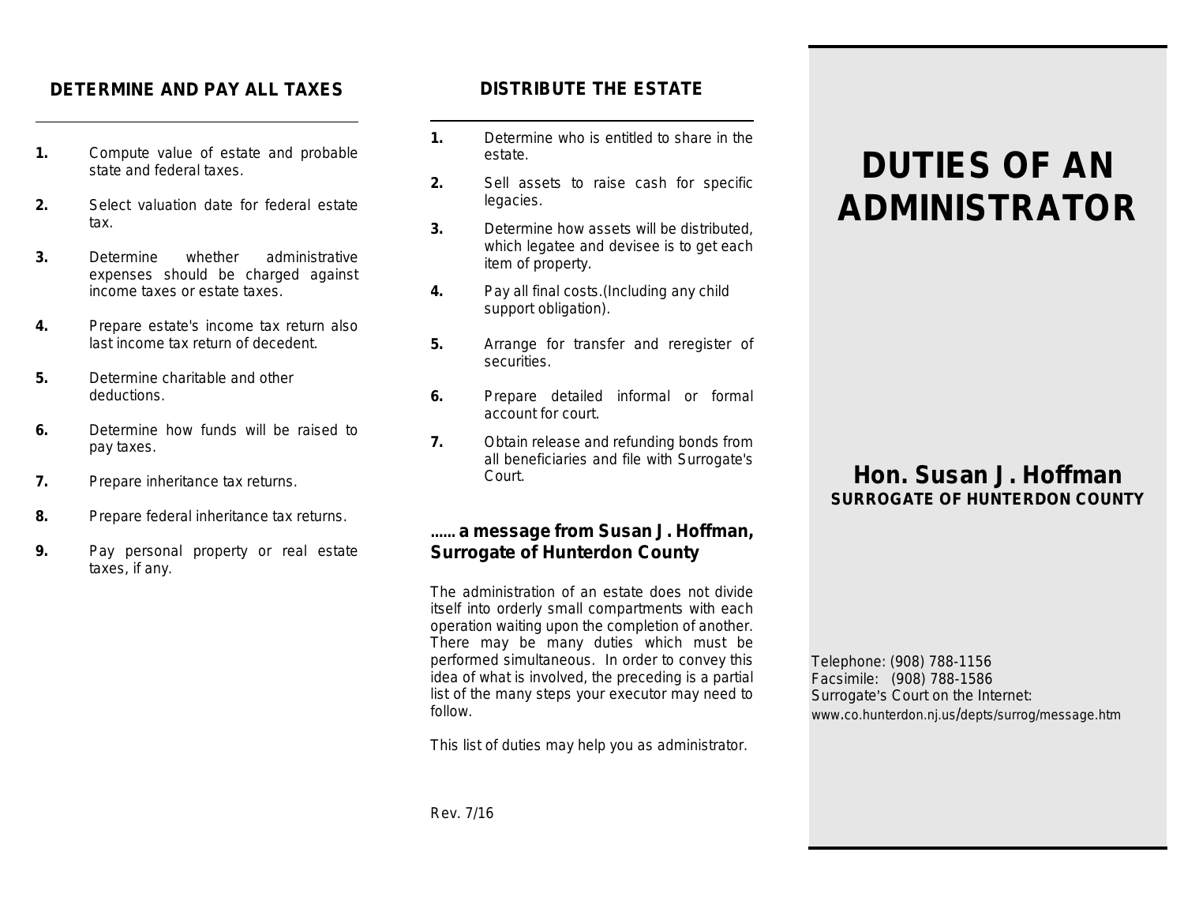## DETERMINE AND PAY ALL TAXES

1. Compute value of estate and probable state and federal taxes.
2. Select valuation date for federal estate tax.
3. Determine whether administrative expenses should be charged against income taxes or estate taxes.
4. Prepare estate's income tax return also last income tax return of decedent.
5. Determine charitable and other deductions.
6. Determine how funds will be raised to pay taxes.
7. Prepare inheritance tax returns.
8. Prepare federal inheritance tax returns.
9. Pay personal property or real estate taxes, if any.

## DISTRIBUTE THE ESTATE

1. Determine who is entitled to share in the estate.
2. Sell assets to raise cash for specific legacies.
3. Determine how assets will be distributed, which legatee and devisee is to get each item of property.
4. Pay all final costs.(Including any child support obligation).
5. Arrange for transfer and reregister of securities.
6. Prepare detailed informal or formal account for court.
7. Obtain release and refunding bonds from all beneficiaries and file with Surrogate's Court.

### ...... a message from Susan J. Hoffman, Surrogate of Hunterdon County

The administration of an estate does not divide itself into orderly small compartments with each operation waiting upon the completion of another. There may be many duties which must be performed simultaneous. In order to convey this idea of what is involved, the preceding is a partial list of the many steps your executor may need to follow.

This list of duties may help you as administrator.

Rev. 7/16

# DUTIES OF AN ADMINISTRATOR

## Hon. Susan J. Hoffman

**SURROGATE OF HUNTERDON COUNTY**

Telephone: (908) 788-1156
Facsimile: (908) 788-1586
Surrogate's Court on the Internet:
www.co.hunterdon.nj.us/depts/surrog/message.htm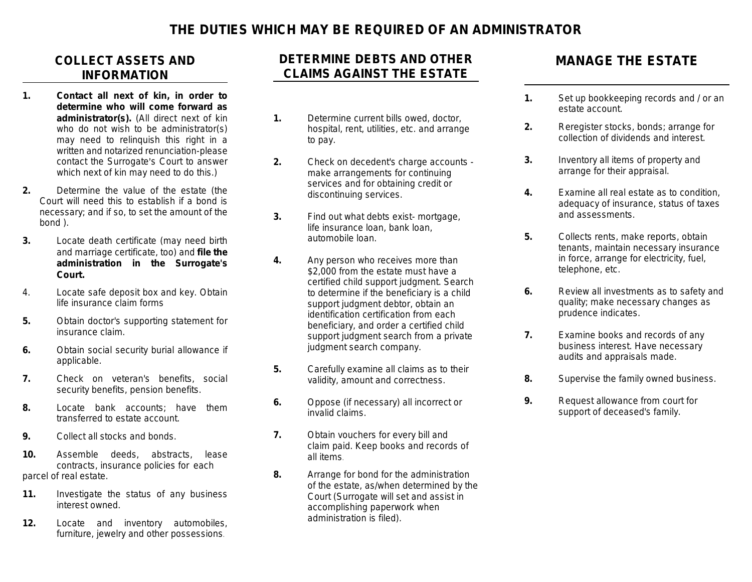# THE DUTIES WHICH MAY BE REQUIRED OF AN ADMINISTRATOR

## COLLECT ASSETS AND INFORMATION

1. **Contact all next of kin, in order to determine who will come forward as administrator(s).** (All direct next of kin who do not wish to be administrator(s) may need to relinquish this right in a written and notarized renunciation-please contact the Surrogate's Court to answer which next of kin may need to do this.)
2. Determine the value of the estate (the Court will need this to establish if a bond is necessary; and if so, to set the amount of the bond ).
3. Locate death certificate (may need birth and marriage certificate, too) and **file the administration in the Surrogate's Court.**
4. Locate safe deposit box and key. Obtain life insurance claim forms
5. Obtain doctor's supporting statement for insurance claim.
6. Obtain social security burial allowance if applicable.
7. Check on veteran's benefits, social security benefits, pension benefits.
8. Locate bank accounts; have them transferred to estate account.
9. Collect all stocks and bonds.
10. Assemble deeds, abstracts, lease contracts, insurance policies for each parcel of real estate.
11. Investigate the status of any business interest owned.
12. Locate and inventory automobiles, furniture, jewelry and other possessions.

## DETERMINE DEBTS AND OTHER CLAIMS AGAINST THE ESTATE

1. Determine current bills owed, doctor, hospital, rent, utilities, etc. and arrange to pay.
2. Check on decedent's charge accounts - make arrangements for continuing services and for obtaining credit or discontinuing services.
3. Find out what debts exist- mortgage, life insurance loan, bank loan, automobile loan.
4. Any person who receives more than $2,000 from the estate must have a certified child support judgment. Search to determine if the beneficiary is a child support judgment debtor, obtain an identification certification from each beneficiary, and order a certified child support judgment search from a private judgment search company.
5. Carefully examine all claims as to their validity, amount and correctness.
6. Oppose (if necessary) all incorrect or invalid claims.
7. Obtain vouchers for every bill and claim paid. Keep books and records of all items.
8. Arrange for bond for the administration of the estate, as/when determined by the Court (Surrogate will set and assist in accomplishing paperwork when administration is filed).

## MANAGE THE ESTATE

1. Set up bookkeeping records and / or an estate account.
2. Reregister stocks, bonds; arrange for collection of dividends and interest.
3. Inventory all items of property and arrange for their appraisal.
4. Examine all real estate as to condition, adequacy of insurance, status of taxes and assessments.
5. Collects rents, make reports, obtain tenants, maintain necessary insurance in force, arrange for electricity, fuel, telephone, etc.
6. Review all investments as to safety and quality; make necessary changes as prudence indicates.
7. Examine books and records of any business interest. Have necessary audits and appraisals made.
8. Supervise the family owned business.
9. Request allowance from court for support of deceased's family.